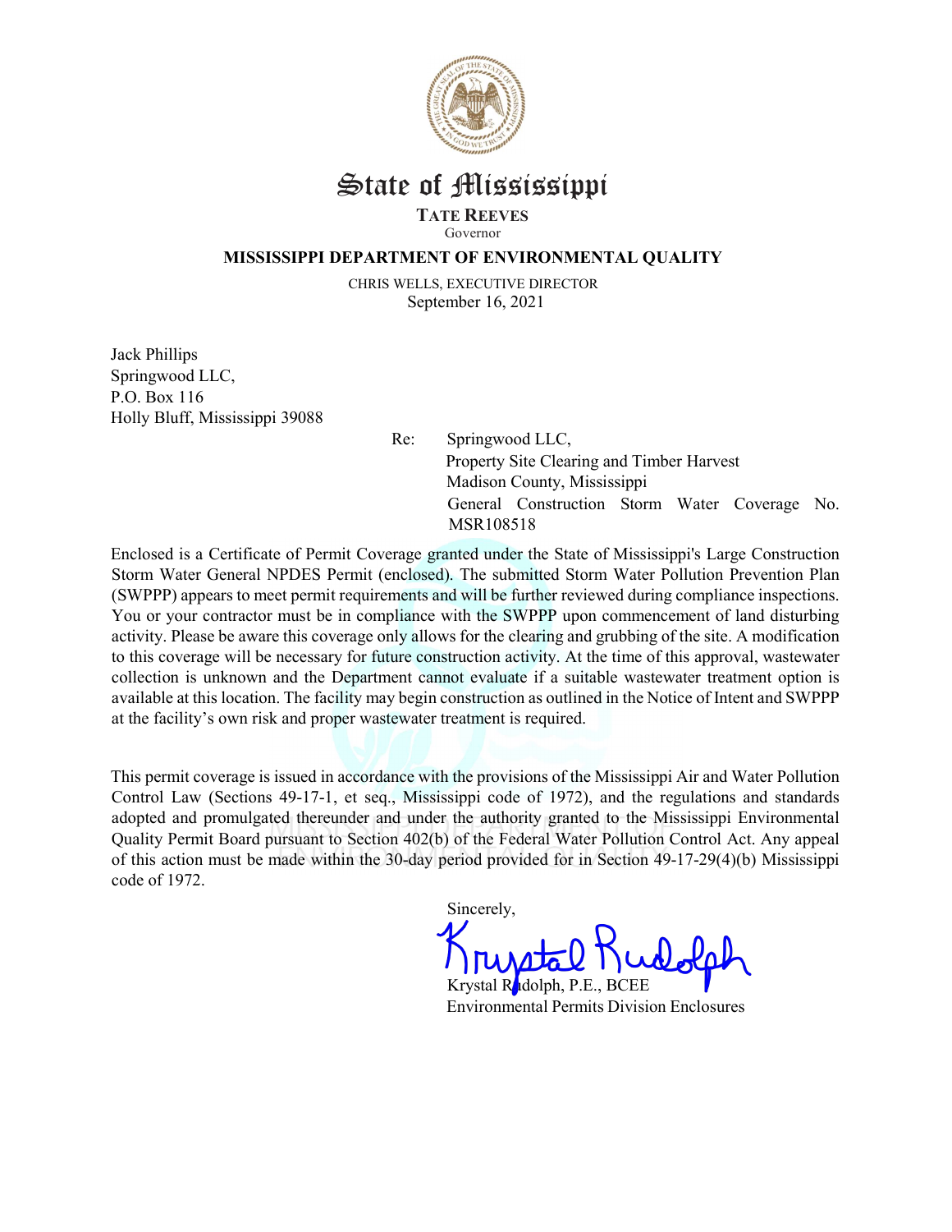# State of Mississippi

**TATE REEVES**
Governor

**MISSISSIPPI DEPARTMENT OF ENVIRONMENTAL QUALITY**

CHRIS WELLS, EXECUTIVE DIRECTOR

September 16, 2021

Jack Phillips
Springwood LLC,
P.O. Box 116
Holly Bluff, Mississippi 39088

Re: Springwood LLC,
Property Site Clearing and Timber Harvest
Madison County, Mississippi
General Construction Storm Water Coverage No. MSR108518

Enclosed is a Certificate of Permit Coverage granted under the State of Mississippi's Large Construction Storm Water General NPDES Permit (enclosed). The submitted Storm Water Pollution Prevention Plan (SWPPP) appears to meet permit requirements and will be further reviewed during compliance inspections. You or your contractor must be in compliance with the SWPPP upon commencement of land disturbing activity. Please be aware this coverage only allows for the clearing and grubbing of the site. A modification to this coverage will be necessary for future construction activity. At the time of this approval, wastewater collection is unknown and the Department cannot evaluate if a suitable wastewater treatment option is available at this location. The facility may begin construction as outlined in the Notice of Intent and SWPPP at the facility's own risk and proper wastewater treatment is required.

This permit coverage is issued in accordance with the provisions of the Mississippi Air and Water Pollution Control Law (Sections 49-17-1, et seq., Mississippi code of 1972), and the regulations and standards adopted and promulgated thereunder and under the authority granted to the Mississippi Environmental Quality Permit Board pursuant to Section 402(b) of the Federal Water Pollution Control Act. Any appeal of this action must be made within the 30-day period provided for in Section 49-17-29(4)(b) Mississippi code of 1972.

Sincerely,

Krystal Rudolph

Krystal Rudolph, P.E., BCEE
Environmental Permits Division Enclosures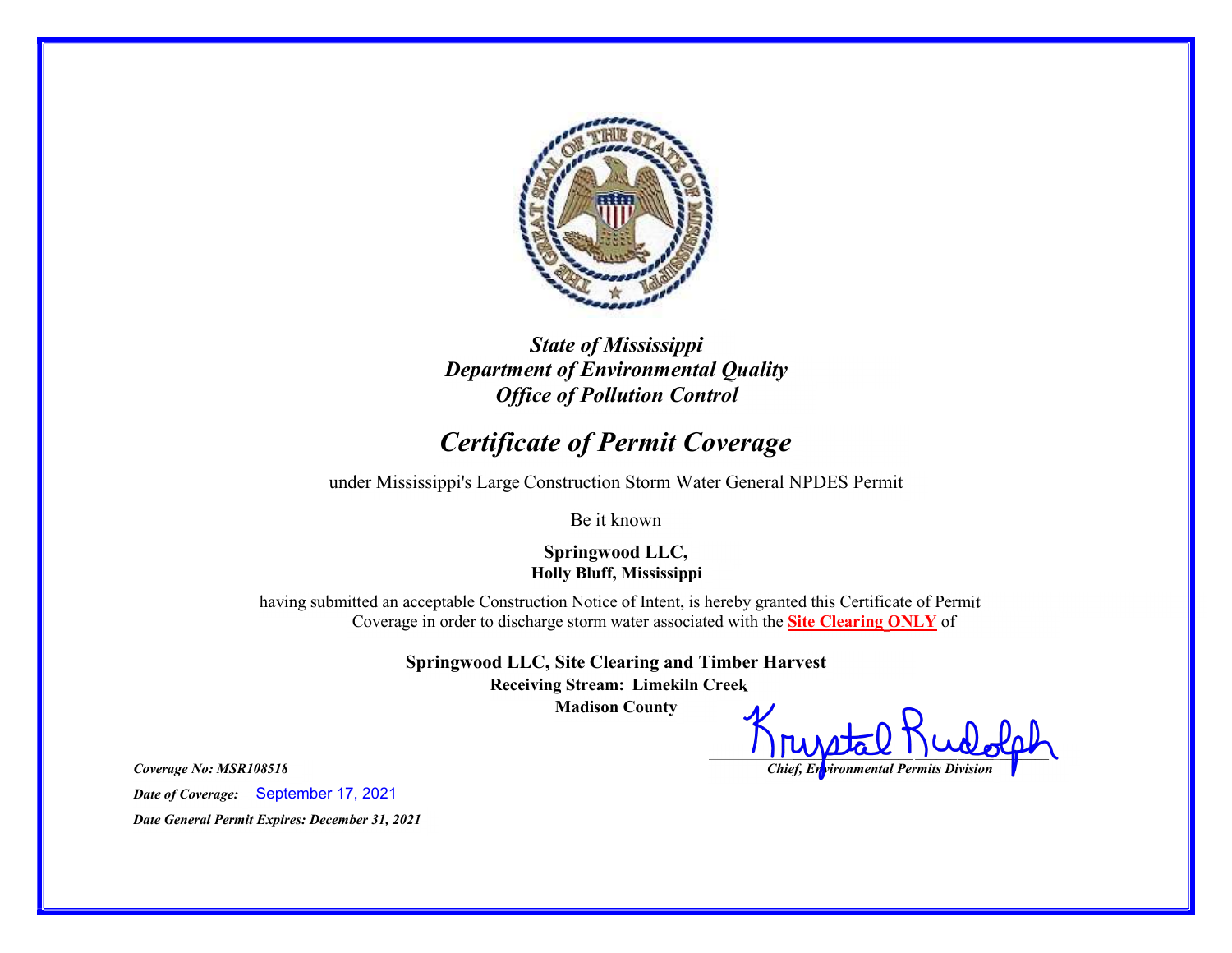*State of Mississippi*
*Department of Environmental Quality*
*Office of Pollution Control*

# *Certificate of Permit Coverage*

under Mississippi's Large Construction Storm Water General NPDES Permit

Be it known

**Springwood LLC,**
**Holly Bluff, Mississippi**

having submitted an acceptable Construction Notice of Intent, is hereby granted this Certificate of Permit Coverage in order to discharge storm water associated with the **Site Clearing ONLY** of

**Springwood LLC, Site Clearing and Timber Harvest**
**Receiving Stream: Limekiln Creek**
**Madison County**

*Chief, Environmental Permits Division*

***Coverage No: MSR108518***

***Date of Coverage:*** September 17, 2021

***Date General Permit Expires: December 31, 2021***